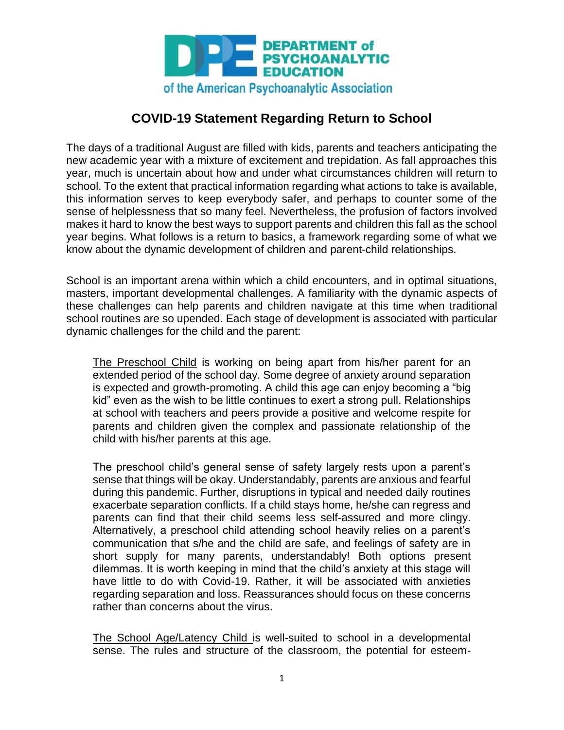DEPARTMENT of PSYCHOANALYTIC EDUCATION

of the American Psychoanalytic Association

# COVID-19 Statement Regarding Return to School

The days of a traditional August are filled with kids, parents and teachers anticipating the new academic year with a mixture of excitement and trepidation. As fall approaches this year, much is uncertain about how and under what circumstances children will return to school. To the extent that practical information regarding what actions to take is available, this information serves to keep everybody safer, and perhaps to counter some of the sense of helplessness that so many feel. Nevertheless, the profusion of factors involved makes it hard to know the best ways to support parents and children this fall as the school year begins. What follows is a return to basics, a framework regarding some of what we know about the dynamic development of children and parent-child relationships.

School is an important arena within which a child encounters, and in optimal situations, masters, important developmental challenges. A familiarity with the dynamic aspects of these challenges can help parents and children navigate at this time when traditional school routines are so upended. Each stage of development is associated with particular dynamic challenges for the child and the parent:

<u>The Preschool Child</u> is working on being apart from his/her parent for an extended period of the school day. Some degree of anxiety around separation is expected and growth-promoting. A child this age can enjoy becoming a "big kid" even as the wish to be little continues to exert a strong pull. Relationships at school with teachers and peers provide a positive and welcome respite for parents and children given the complex and passionate relationship of the child with his/her parents at this age.

The preschool child's general sense of safety largely rests upon a parent's sense that things will be okay. Understandably, parents are anxious and fearful during this pandemic. Further, disruptions in typical and needed daily routines exacerbate separation conflicts. If a child stays home, he/she can regress and parents can find that their child seems less self-assured and more clingy. Alternatively, a preschool child attending school heavily relies on a parent's communication that s/he and the child are safe, and feelings of safety are in short supply for many parents, understandably! Both options present dilemmas. It is worth keeping in mind that the child's anxiety at this stage will have little to do with Covid-19. Rather, it will be associated with anxieties regarding separation and loss. Reassurances should focus on these concerns rather than concerns about the virus.

<u>The School Age/Latency Child</u> is well-suited to school in a developmental sense. The rules and structure of the classroom, the potential for esteem-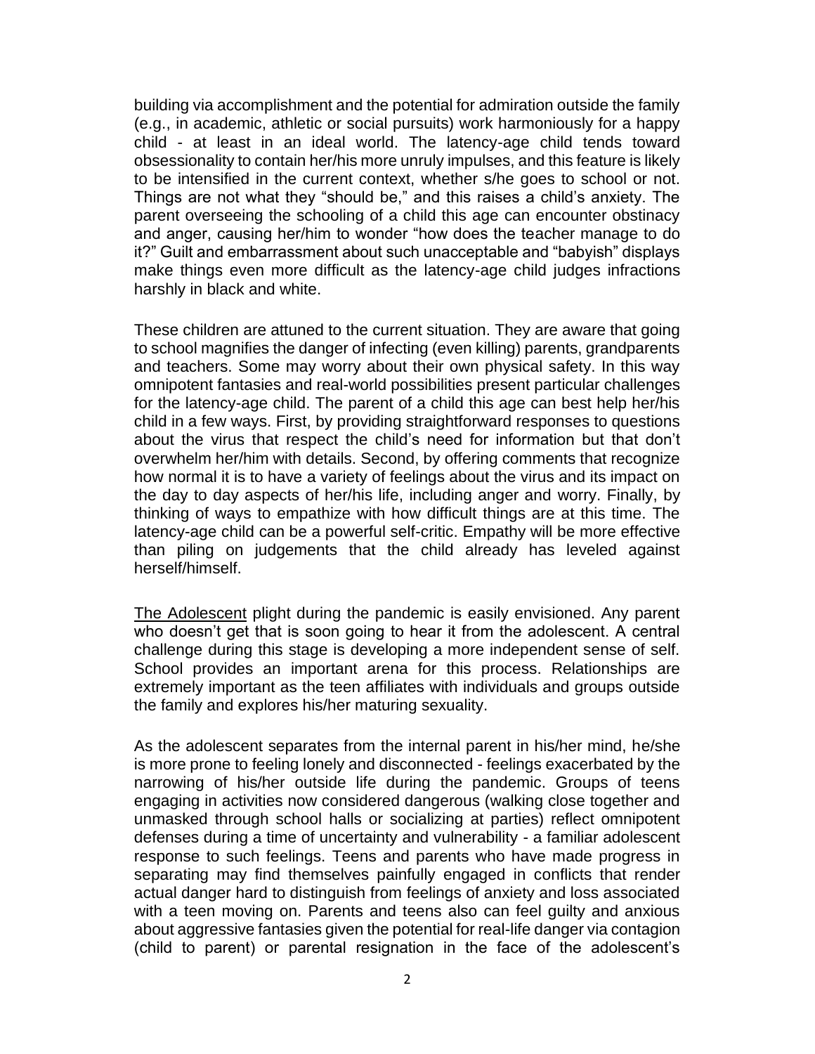building via accomplishment and the potential for admiration outside the family (e.g., in academic, athletic or social pursuits) work harmoniously for a happy child - at least in an ideal world. The latency-age child tends toward obsessionality to contain her/his more unruly impulses, and this feature is likely to be intensified in the current context, whether s/he goes to school or not. Things are not what they "should be," and this raises a child's anxiety. The parent overseeing the schooling of a child this age can encounter obstinacy and anger, causing her/him to wonder "how does the teacher manage to do it?" Guilt and embarrassment about such unacceptable and "babyish" displays make things even more difficult as the latency-age child judges infractions harshly in black and white.

These children are attuned to the current situation. They are aware that going to school magnifies the danger of infecting (even killing) parents, grandparents and teachers. Some may worry about their own physical safety. In this way omnipotent fantasies and real-world possibilities present particular challenges for the latency-age child. The parent of a child this age can best help her/his child in a few ways. First, by providing straightforward responses to questions about the virus that respect the child's need for information but that don't overwhelm her/him with details. Second, by offering comments that recognize how normal it is to have a variety of feelings about the virus and its impact on the day to day aspects of her/his life, including anger and worry. Finally, by thinking of ways to empathize with how difficult things are at this time. The latency-age child can be a powerful self-critic. Empathy will be more effective than piling on judgements that the child already has leveled against herself/himself.

<u>The Adolescent</u> plight during the pandemic is easily envisioned. Any parent who doesn't get that is soon going to hear it from the adolescent. A central challenge during this stage is developing a more independent sense of self. School provides an important arena for this process. Relationships are extremely important as the teen affiliates with individuals and groups outside the family and explores his/her maturing sexuality.

As the adolescent separates from the internal parent in his/her mind, he/she is more prone to feeling lonely and disconnected - feelings exacerbated by the narrowing of his/her outside life during the pandemic. Groups of teens engaging in activities now considered dangerous (walking close together and unmasked through school halls or socializing at parties) reflect omnipotent defenses during a time of uncertainty and vulnerability - a familiar adolescent response to such feelings. Teens and parents who have made progress in separating may find themselves painfully engaged in conflicts that render actual danger hard to distinguish from feelings of anxiety and loss associated with a teen moving on. Parents and teens also can feel guilty and anxious about aggressive fantasies given the potential for real-life danger via contagion (child to parent) or parental resignation in the face of the adolescent's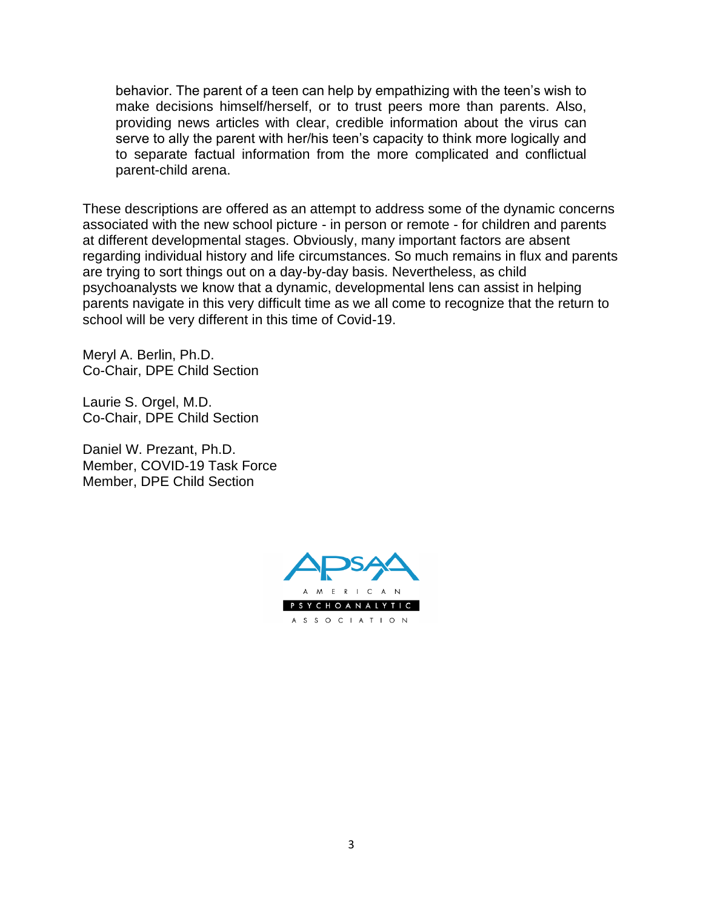behavior. The parent of a teen can help by empathizing with the teen's wish to make decisions himself/herself, or to trust peers more than parents. Also, providing news articles with clear, credible information about the virus can serve to ally the parent with her/his teen's capacity to think more logically and to separate factual information from the more complicated and conflictual parent-child arena.

These descriptions are offered as an attempt to address some of the dynamic concerns associated with the new school picture - in person or remote - for children and parents at different developmental stages. Obviously, many important factors are absent regarding individual history and life circumstances. So much remains in flux and parents are trying to sort things out on a day-by-day basis. Nevertheless, as child psychoanalysts we know that a dynamic, developmental lens can assist in helping parents navigate in this very difficult time as we all come to recognize that the return to school will be very different in this time of Covid-19.

Meryl A. Berlin, Ph.D.
Co-Chair, DPE Child Section

Laurie S. Orgel, M.D.
Co-Chair, DPE Child Section

Daniel W. Prezant, Ph.D.
Member, COVID-19 Task Force
Member, DPE Child Section

APsaA
AMERICAN
PSYCHOANALYTIC
ASSOCIATION